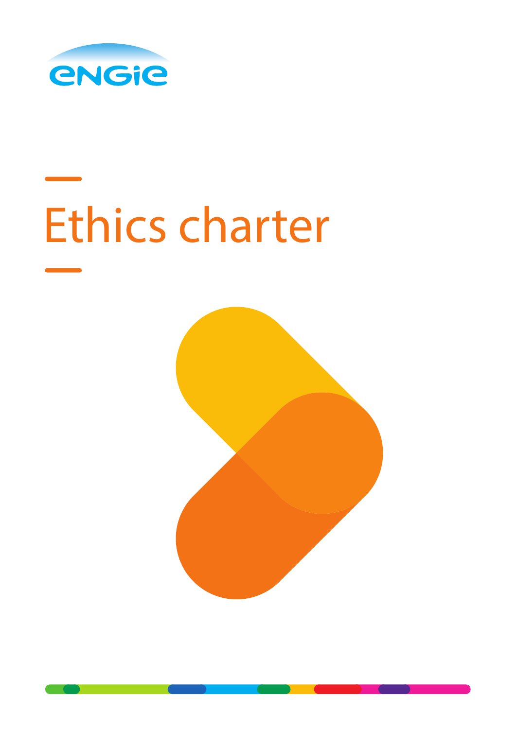# Ethics charter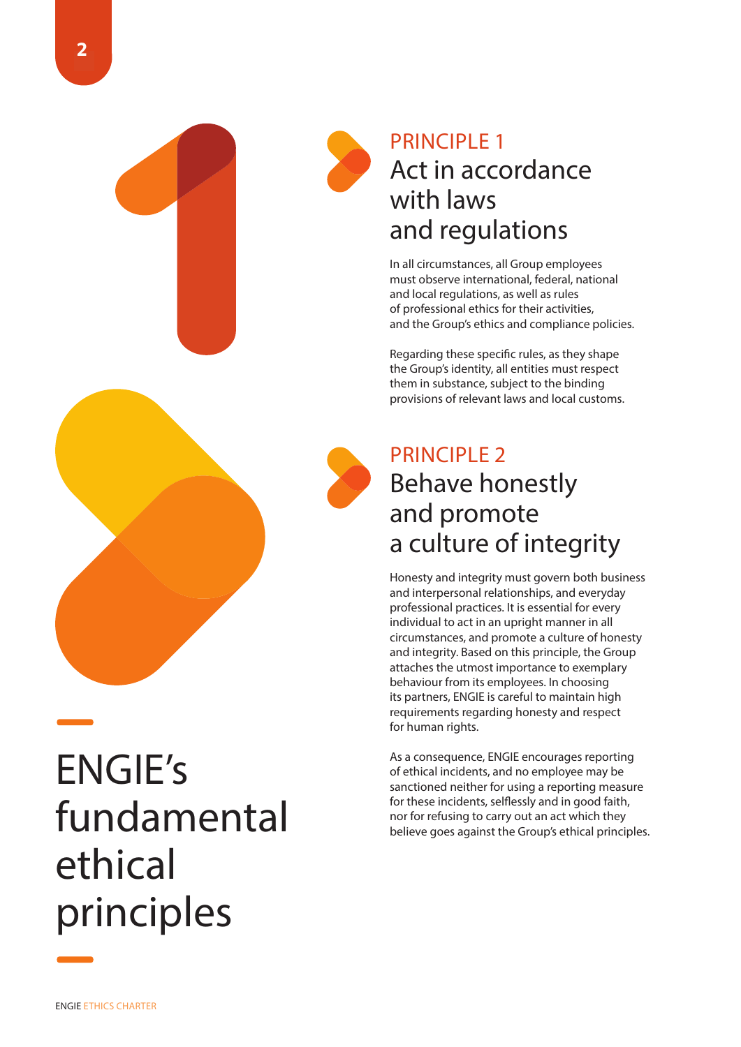# ENGIE's fundamental ethical principles

## PRINCIPLE 1
## Act in accordance with laws and regulations

In all circumstances, all Group employees must observe international, federal, national and local regulations, as well as rules of professional ethics for their activities, and the Group's ethics and compliance policies.

Regarding these specific rules, as they shape the Group's identity, all entities must respect them in substance, subject to the binding provisions of relevant laws and local customs.

## PRINCIPLE 2
## Behave honestly and promote a culture of integrity

Honesty and integrity must govern both business and interpersonal relationships, and everyday professional practices. It is essential for every individual to act in an upright manner in all circumstances, and promote a culture of honesty and integrity. Based on this principle, the Group attaches the utmost importance to exemplary behaviour from its employees. In choosing its partners, ENGIE is careful to maintain high requirements regarding honesty and respect for human rights.

As a consequence, ENGIE encourages reporting of ethical incidents, and no employee may be sanctioned neither for using a reporting measure for these incidents, selflessly and in good faith, nor for refusing to carry out an act which they believe goes against the Group's ethical principles.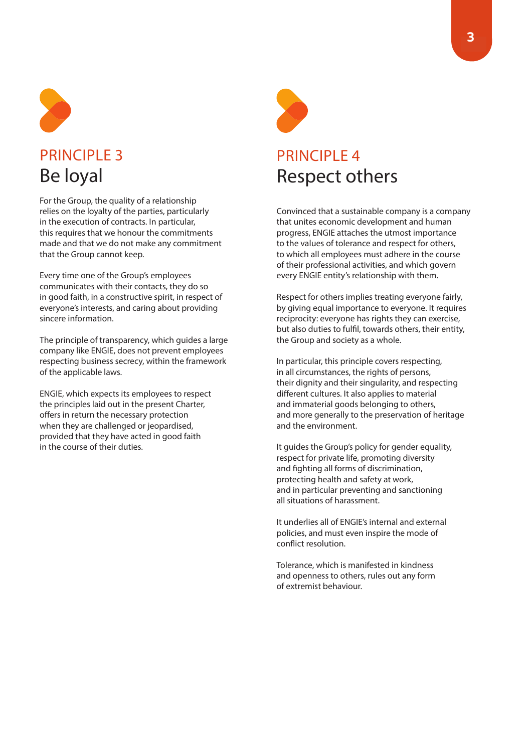## PRINCIPLE 3
# Be loyal

For the Group, the quality of a relationship relies on the loyalty of the parties, particularly in the execution of contracts. In particular, this requires that we honour the commitments made and that we do not make any commitment that the Group cannot keep.

Every time one of the Group's employees communicates with their contacts, they do so in good faith, in a constructive spirit, in respect of everyone's interests, and caring about providing sincere information.

The principle of transparency, which guides a large company like ENGIE, does not prevent employees respecting business secrecy, within the framework of the applicable laws.

ENGIE, which expects its employees to respect the principles laid out in the present Charter, offers in return the necessary protection when they are challenged or jeopardised, provided that they have acted in good faith in the course of their duties.

## PRINCIPLE 4
# Respect others

Convinced that a sustainable company is a company that unites economic development and human progress, ENGIE attaches the utmost importance to the values of tolerance and respect for others, to which all employees must adhere in the course of their professional activities, and which govern every ENGIE entity's relationship with them.

Respect for others implies treating everyone fairly, by giving equal importance to everyone. It requires reciprocity: everyone has rights they can exercise, but also duties to fulfil, towards others, their entity, the Group and society as a whole.

In particular, this principle covers respecting, in all circumstances, the rights of persons, their dignity and their singularity, and respecting different cultures. It also applies to material and immaterial goods belonging to others, and more generally to the preservation of heritage and the environment.

It guides the Group's policy for gender equality, respect for private life, promoting diversity and fighting all forms of discrimination, protecting health and safety at work, and in particular preventing and sanctioning all situations of harassment.

It underlies all of ENGIE's internal and external policies, and must even inspire the mode of conflict resolution.

Tolerance, which is manifested in kindness and openness to others, rules out any form of extremist behaviour.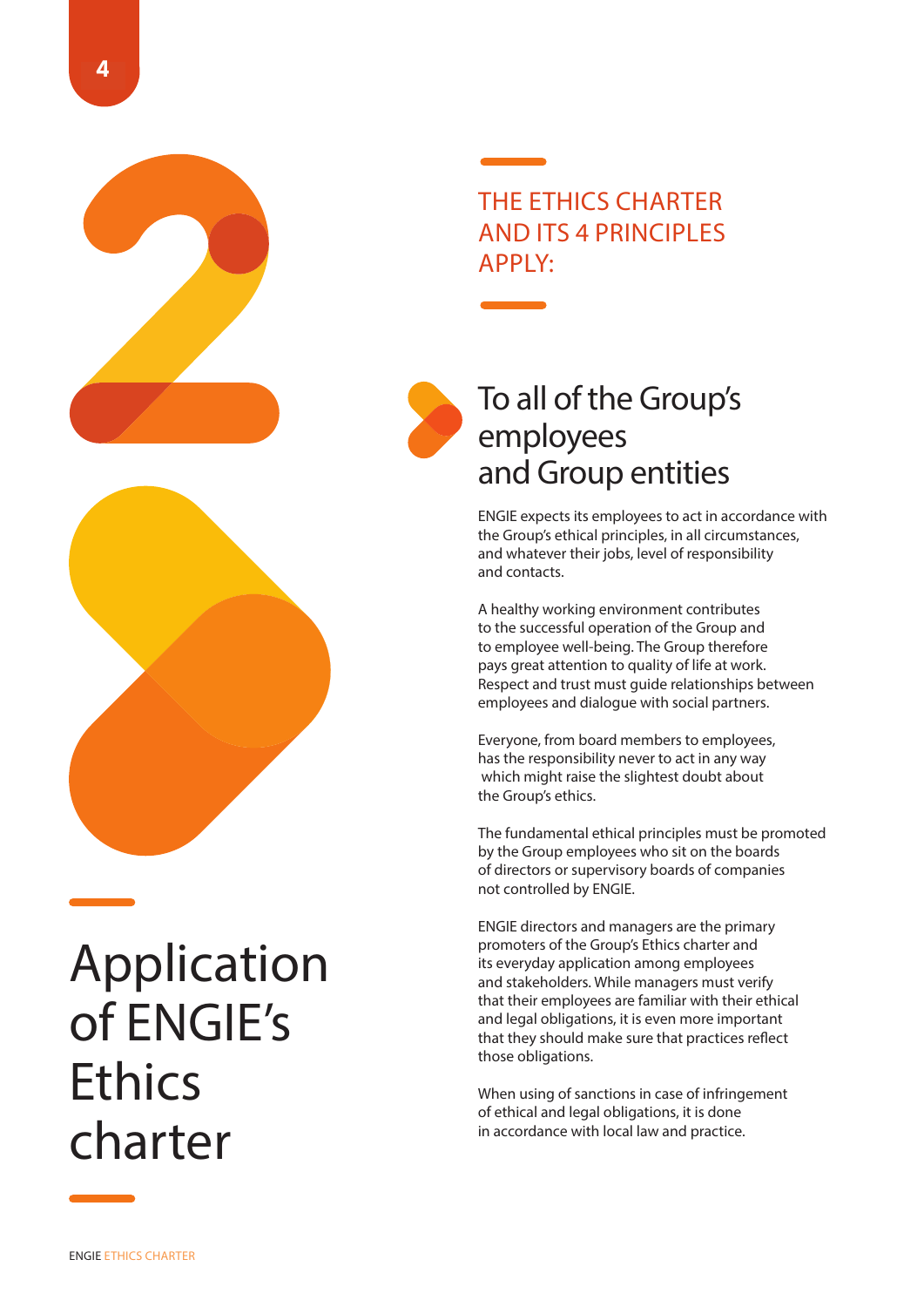# Application of ENGIE's Ethics charter

## THE ETHICS CHARTER AND ITS 4 PRINCIPLES APPLY:

### To all of the Group's employees and Group entities

ENGIE expects its employees to act in accordance with the Group's ethical principles, in all circumstances, and whatever their jobs, level of responsibility and contacts.

A healthy working environment contributes to the successful operation of the Group and to employee well-being. The Group therefore pays great attention to quality of life at work. Respect and trust must guide relationships between employees and dialogue with social partners.

Everyone, from board members to employees, has the responsibility never to act in any way which might raise the slightest doubt about the Group's ethics.

The fundamental ethical principles must be promoted by the Group employees who sit on the boards of directors or supervisory boards of companies not controlled by ENGIE.

ENGIE directors and managers are the primary promoters of the Group's Ethics charter and its everyday application among employees and stakeholders. While managers must verify that their employees are familiar with their ethical and legal obligations, it is even more important that they should make sure that practices reflect those obligations.

When using of sanctions in case of infringement of ethical and legal obligations, it is done in accordance with local law and practice.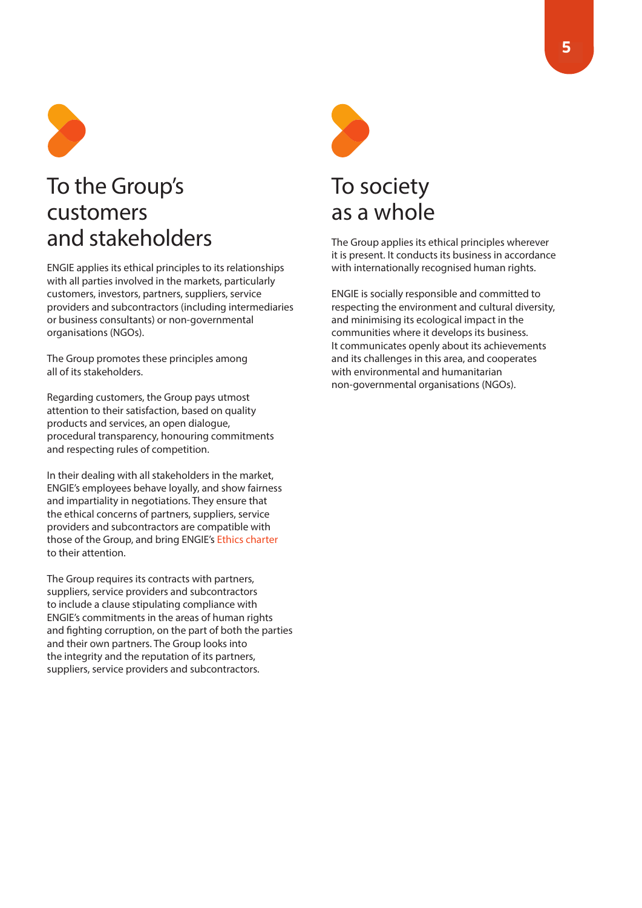## To the Group's customers and stakeholders

ENGIE applies its ethical principles to its relationships with all parties involved in the markets, particularly customers, investors, partners, suppliers, service providers and subcontractors (including intermediaries or business consultants) or non-governmental organisations (NGOs).

The Group promotes these principles among all of its stakeholders.

Regarding customers, the Group pays utmost attention to their satisfaction, based on quality products and services, an open dialogue, procedural transparency, honouring commitments and respecting rules of competition.

In their dealing with all stakeholders in the market, ENGIE's employees behave loyally, and show fairness and impartiality in negotiations. They ensure that the ethical concerns of partners, suppliers, service providers and subcontractors are compatible with those of the Group, and bring ENGIE's Ethics charter to their attention.

The Group requires its contracts with partners, suppliers, service providers and subcontractors to include a clause stipulating compliance with ENGIE's commitments in the areas of human rights and fighting corruption, on the part of both the parties and their own partners. The Group looks into the integrity and the reputation of its partners, suppliers, service providers and subcontractors.

## To society as a whole

The Group applies its ethical principles wherever it is present. It conducts its business in accordance with internationally recognised human rights.

ENGIE is socially responsible and committed to respecting the environment and cultural diversity, and minimising its ecological impact in the communities where it develops its business. It communicates openly about its achievements and its challenges in this area, and cooperates with environmental and humanitarian non-governmental organisations (NGOs).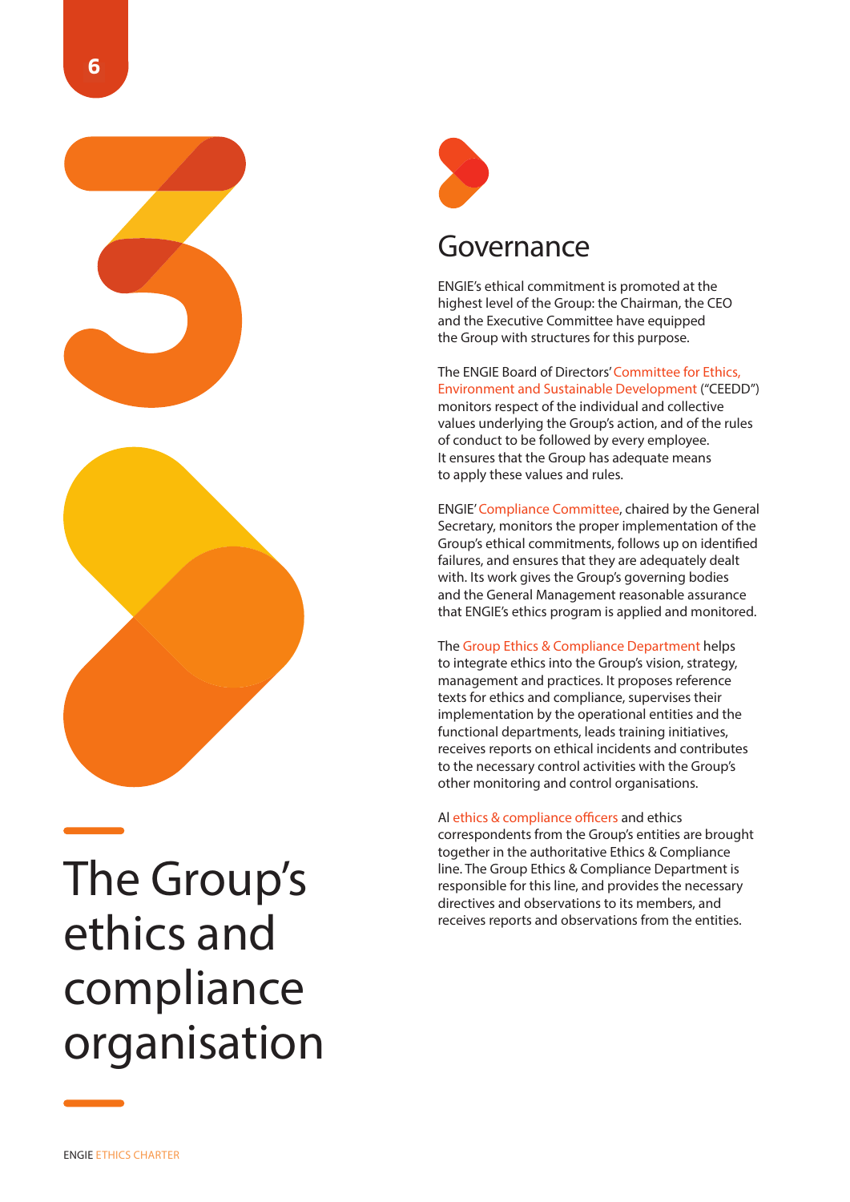# The Group's ethics and compliance organisation

## Governance

ENGIE's ethical commitment is promoted at the highest level of the Group: the Chairman, the CEO and the Executive Committee have equipped the Group with structures for this purpose.

The ENGIE Board of Directors' Committee for Ethics, Environment and Sustainable Development ("CEEDD") monitors respect of the individual and collective values underlying the Group's action, and of the rules of conduct to be followed by every employee. It ensures that the Group has adequate means to apply these values and rules.

ENGIE' Compliance Committee, chaired by the General Secretary, monitors the proper implementation of the Group's ethical commitments, follows up on identified failures, and ensures that they are adequately dealt with. Its work gives the Group's governing bodies and the General Management reasonable assurance that ENGIE's ethics program is applied and monitored.

The Group Ethics & Compliance Department helps to integrate ethics into the Group's vision, strategy, management and practices. It proposes reference texts for ethics and compliance, supervises their implementation by the operational entities and the functional departments, leads training initiatives, receives reports on ethical incidents and contributes to the necessary control activities with the Group's other monitoring and control organisations.

Al ethics & compliance officers and ethics correspondents from the Group's entities are brought together in the authoritative Ethics & Compliance line. The Group Ethics & Compliance Department is responsible for this line, and provides the necessary directives and observations to its members, and receives reports and observations from the entities.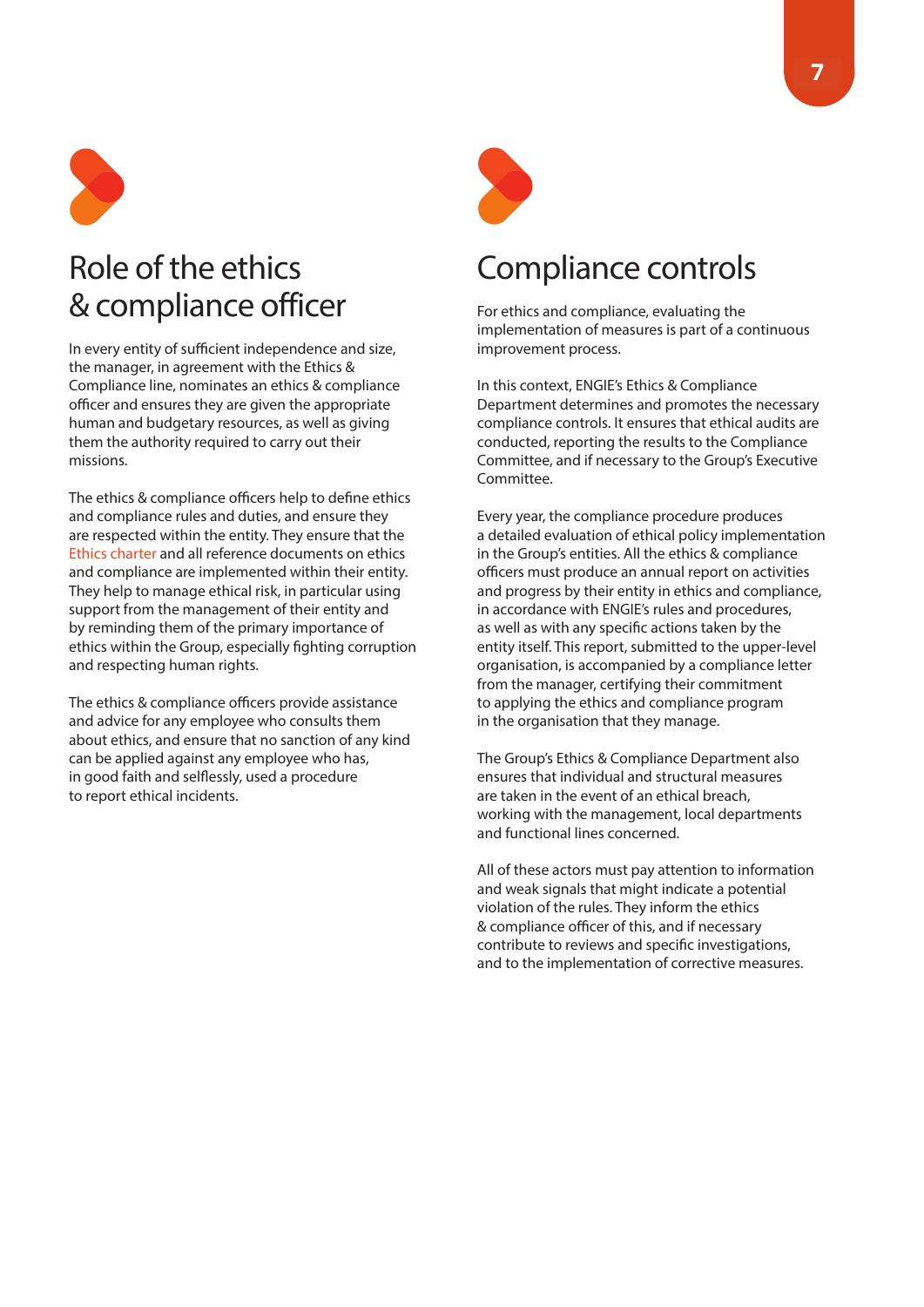## Role of the ethics & compliance officer

In every entity of sufficient independence and size, the manager, in agreement with the Ethics & Compliance line, nominates an ethics & compliance officer and ensures they are given the appropriate human and budgetary resources, as well as giving them the authority required to carry out their missions.

The ethics & compliance officers help to define ethics and compliance rules and duties, and ensure they are respected within the entity. They ensure that the Ethics charter and all reference documents on ethics and compliance are implemented within their entity. They help to manage ethical risk, in particular using support from the management of their entity and by reminding them of the primary importance of ethics within the Group, especially fighting corruption and respecting human rights.

The ethics & compliance officers provide assistance and advice for any employee who consults them about ethics, and ensure that no sanction of any kind can be applied against any employee who has, in good faith and selflessly, used a procedure to report ethical incidents.

## Compliance controls

For ethics and compliance, evaluating the implementation of measures is part of a continuous improvement process.

In this context, ENGIE's Ethics & Compliance Department determines and promotes the necessary compliance controls. It ensures that ethical audits are conducted, reporting the results to the Compliance Committee, and if necessary to the Group's Executive Committee.

Every year, the compliance procedure produces a detailed evaluation of ethical policy implementation in the Group's entities. All the ethics & compliance officers must produce an annual report on activities and progress by their entity in ethics and compliance, in accordance with ENGIE's rules and procedures, as well as with any specific actions taken by the entity itself. This report, submitted to the upper-level organisation, is accompanied by a compliance letter from the manager, certifying their commitment to applying the ethics and compliance program in the organisation that they manage.

The Group's Ethics & Compliance Department also ensures that individual and structural measures are taken in the event of an ethical breach, working with the management, local departments and functional lines concerned.

All of these actors must pay attention to information and weak signals that might indicate a potential violation of the rules. They inform the ethics & compliance officer of this, and if necessary contribute to reviews and specific investigations, and to the implementation of corrective measures.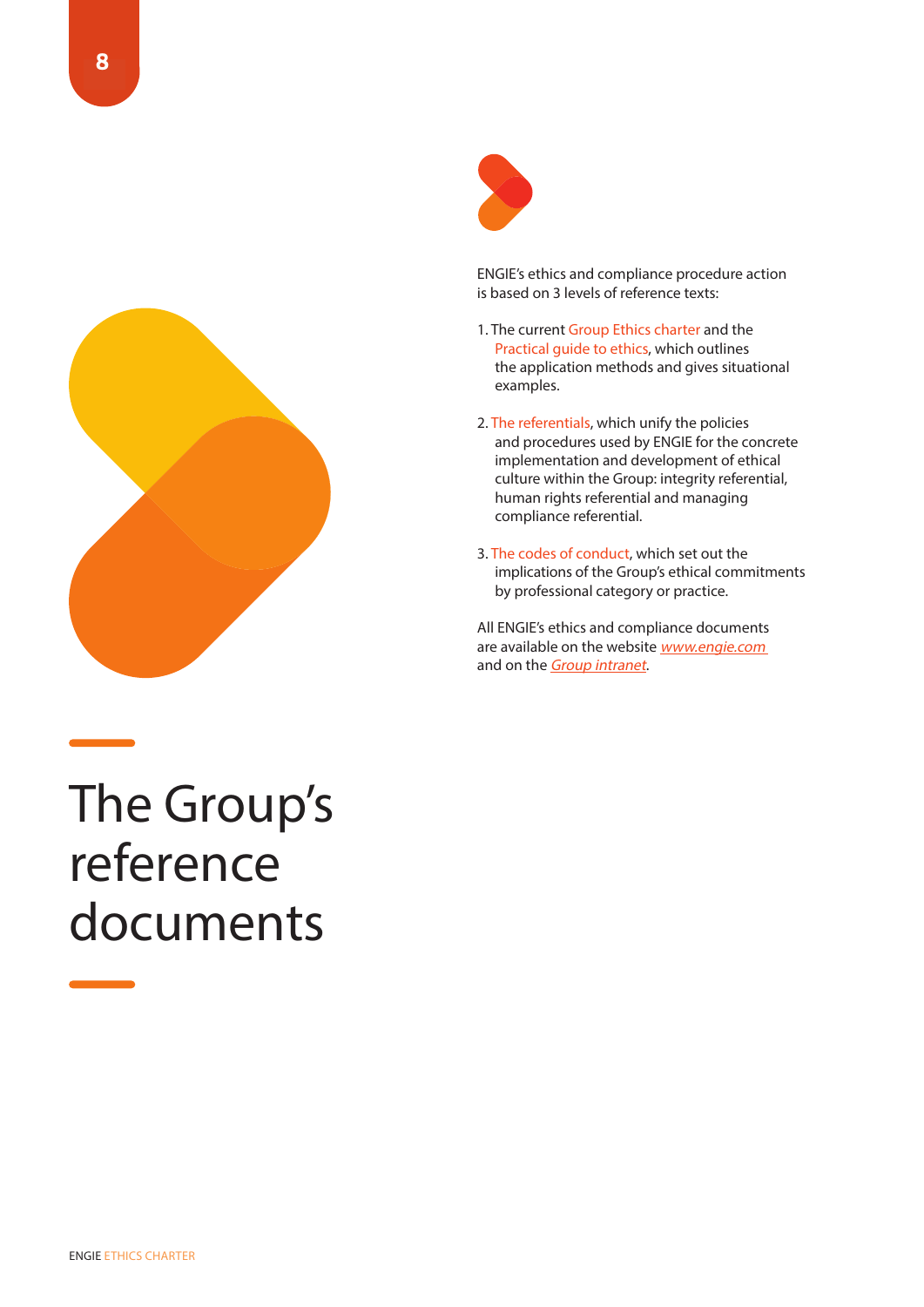# The Group's reference documents

ENGIE's ethics and compliance procedure action is based on 3 levels of reference texts:

1. The current Group Ethics charter and the Practical guide to ethics, which outlines the application methods and gives situational examples.

2. The referentials, which unify the policies and procedures used by ENGIE for the concrete implementation and development of ethical culture within the Group: integrity referential, human rights referential and managing compliance referential.

3. The codes of conduct, which set out the implications of the Group's ethical commitments by professional category or practice.

All ENGIE's ethics and compliance documents are available on the website [www.engie.com](http://www.engie.com) and on the Group intranet.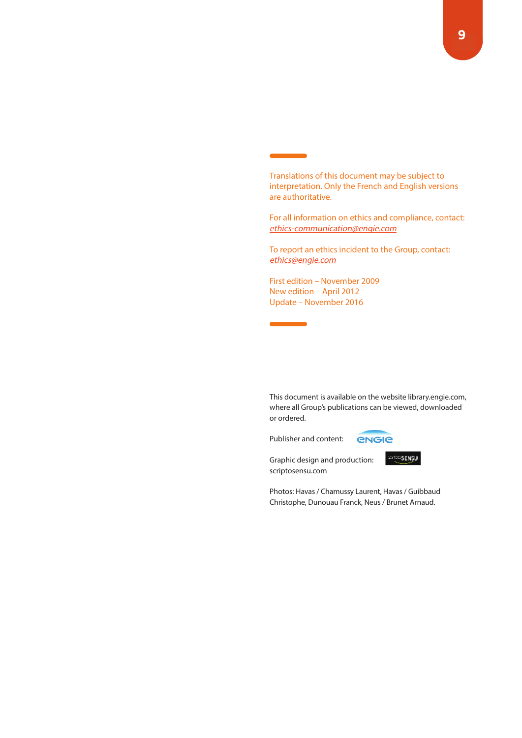Translations of this document may be subject to interpretation. Only the French and English versions are authoritative.

For all information on ethics and compliance, contact:
*ethics-communication@engie.com*

To report an ethics incident to the Group, contact:
*ethics@engie.com*

First edition – November 2009
New edition – April 2012
Update – November 2016

This document is available on the website library.engie.com, where all Group's publications can be viewed, downloaded or ordered.

Publisher and content: ENGIE

Graphic design and production: scriptosensu.com

Photos: Havas / Chamussy Laurent, Havas / Guibbaud Christophe, Dunouau Franck, Neus / Brunet Arnaud.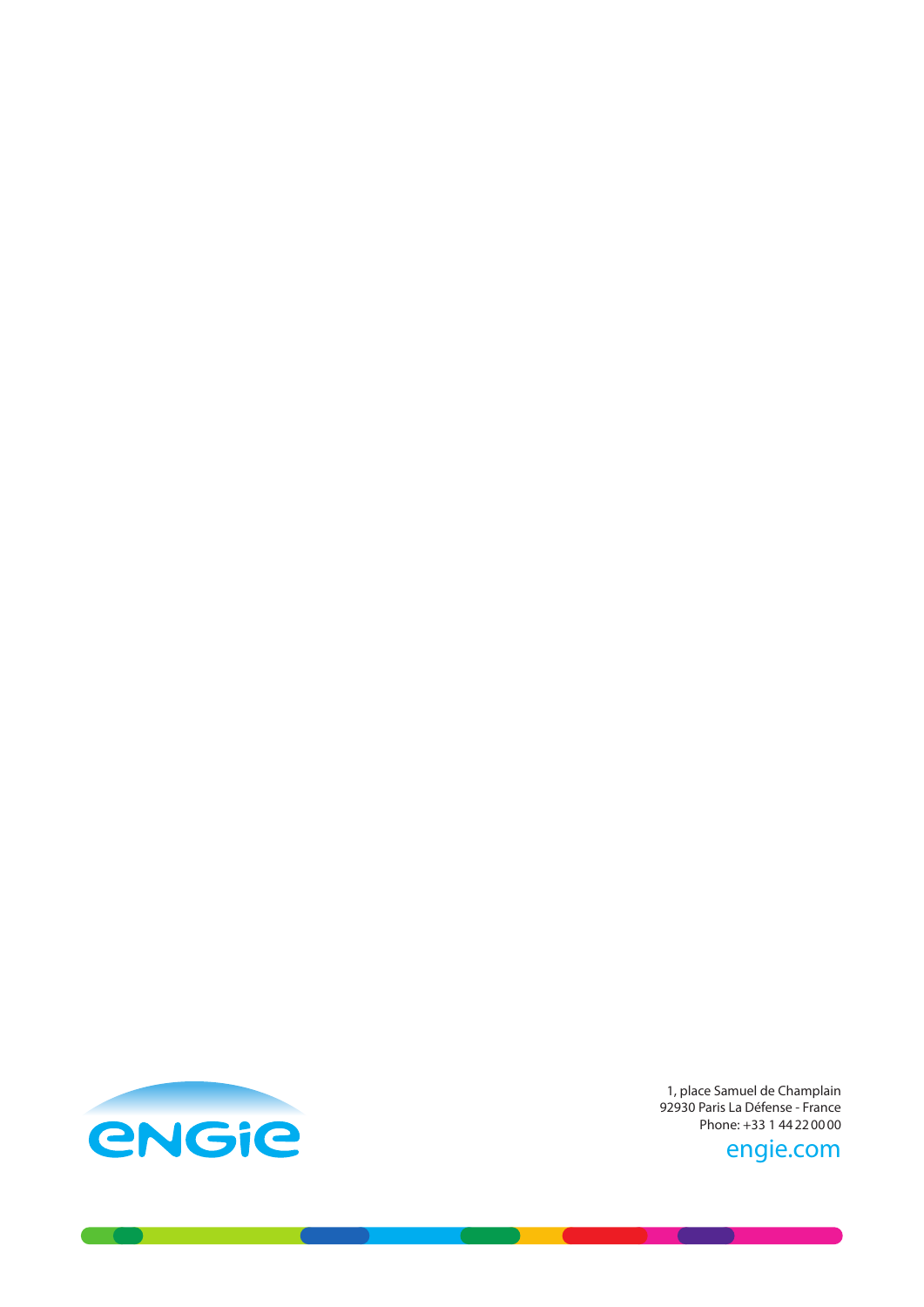1, place Samuel de Champlain
92930 Paris La Défense - France
Phone: +33 1 44 22 00 00

engie.com